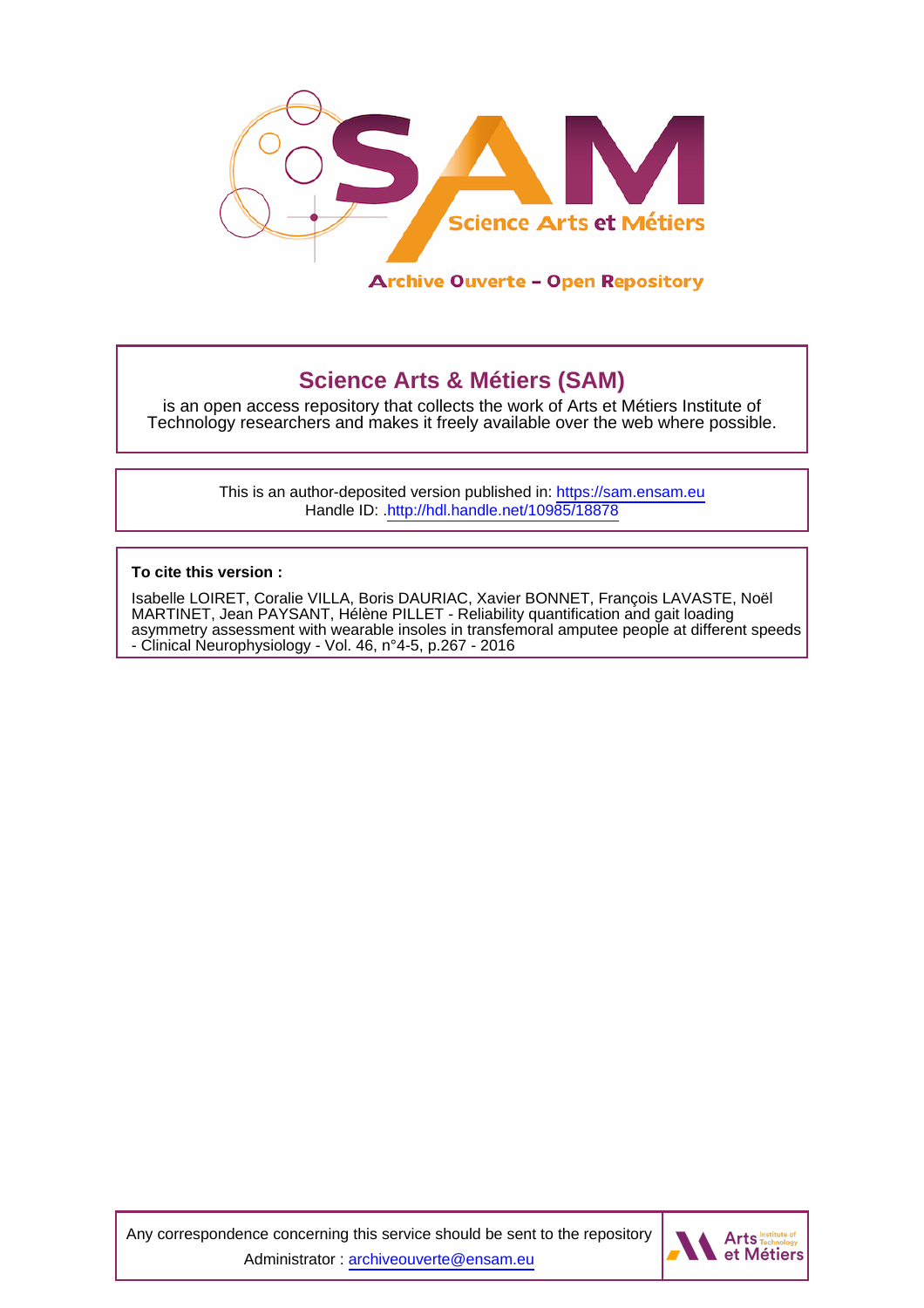## Science Arts & Métiers (SAM)

is an open access repository that collects the work of Arts et Métiers Institute of Technology researchers and makes it freely available over the web where possible.

This is an author-deposited version published in: https://sam.ensam.eu
Handle ID: .http://hdl.handle.net/10985/18878

**To cite this version :**

Isabelle LOIRET, Coralie VILLA, Boris DAURIAC, Xavier BONNET, François LAVASTE, Noël MARTINET, Jean PAYSANT, Hélène PILLET - Reliability quantification and gait loading asymmetry assessment with wearable insoles in transfemoral amputee people at different speeds - Clinical Neurophysiology - Vol. 46, n°4-5, p.267 - 2016

Any correspondence concerning this service should be sent to the repository Administrator : archiveouverte@ensam.eu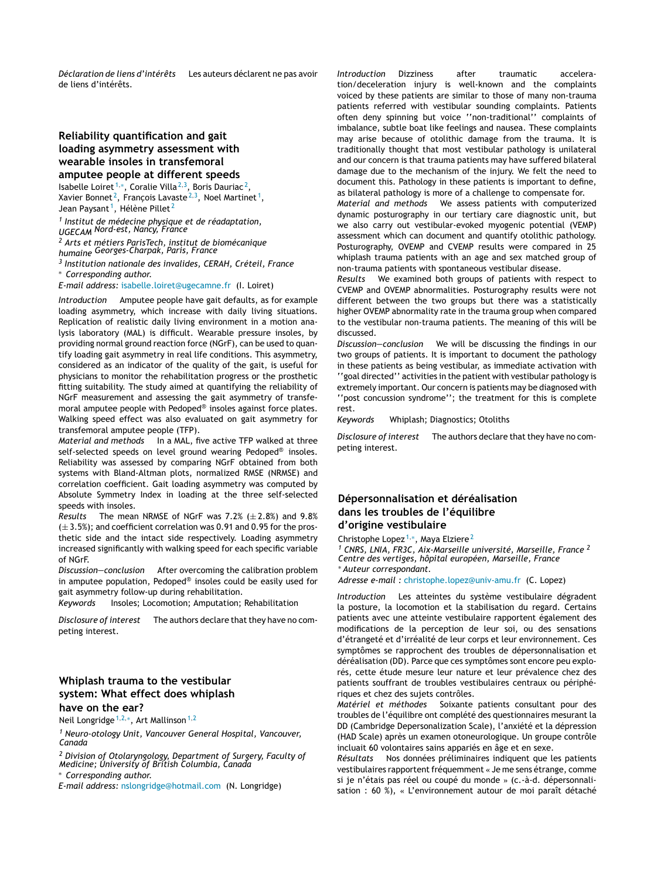*Déclaration de liens d'intérêts* Les auteurs déclarent ne pas avoir de liens d'intérêts.

## Reliability quantification and gait loading asymmetry assessment with wearable insoles in transfemoral amputee people at different speeds

Isabelle Loiret[1,*], Coralie Villa[2,3], Boris Dauriac[2], Xavier Bonnet[2], François Lavaste[2,3], Noel Martinet[1], Jean Paysant[1], Hélène Pillet[2]

*[1] Institut de médecine physique et de réadaptation, UGECAM Nord-est, Nancy, France*

*[2] Arts et métiers ParisTech, institut de biomécanique humaine Georges-Charpak, Paris, France*

*[3] Institution nationale des invalides, CERAH, Créteil, France*

*\* Corresponding author.*

*E-mail address:* isabelle.loiret@ugecamne.fr (I. Loiret)

*Introduction* Amputee people have gait defaults, as for example loading asymmetry, which increase with daily living situations. Replication of realistic daily living environment in a motion analysis laboratory (MAL) is difficult. Wearable pressure insoles, by providing normal ground reaction force (NGrF), can be used to quantify loading gait asymmetry in real life conditions. This asymmetry, considered as an indicator of the quality of the gait, is useful for physicians to monitor the rehabilitation progress or the prosthetic fitting suitability. The study aimed at quantifying the reliability of NGrF measurement and assessing the gait asymmetry of transfemoral amputee people with Pedoped® insoles against force plates. Walking speed effect was also evaluated on gait asymmetry for transfemoral amputee people (TFP).

*Material and methods* In a MAL, five active TFP walked at three self-selected speeds on level ground wearing Pedoped® insoles. Reliability was assessed by comparing NGrF obtained from both systems with Bland-Altman plots, normalized RMSE (NRMSE) and correlation coefficient. Gait loading asymmetry was computed by Absolute Symmetry Index in loading at the three self-selected speeds with insoles.

*Results* The mean NRMSE of NGrF was 7.2% ($\pm$2.8%) and 9.8% ($\pm$3.5%); and coefficient correlation was 0.91 and 0.95 for the prosthetic side and the intact side respectively. Loading asymmetry increased significantly with walking speed for each specific variable of NGrF.

*Discussion—conclusion* After overcoming the calibration problem in amputee population, Pedoped® insoles could be easily used for gait asymmetry follow-up during rehabilitation.

*Keywords* Insoles; Locomotion; Amputation; Rehabilitation

*Disclosure of interest* The authors declare that they have no competing interest.

## Whiplash trauma to the vestibular system: What effect does whiplash have on the ear?

Neil Longridge[1,2,*], Art Mallinson[1,2]

*[1] Neuro-otology Unit, Vancouver General Hospital, Vancouver, Canada*

*[2] Division of Otolaryngology, Department of Surgery, Faculty of Medicine; University of British Columbia, Canada*

*\* Corresponding author.*

*E-mail address:* nslongridge@hotmail.com (N. Longridge)

*Introduction* Dizziness after traumatic acceleration/deceleration injury is well-known and the complaints voiced by these patients are similar to those of many non-trauma patients referred with vestibular sounding complaints. Patients often deny spinning but voice ''non-traditional'' complaints of imbalance, subtle boat like feelings and nausea. These complaints may arise because of otolithic damage from the trauma. It is traditionally thought that most vestibular pathology is unilateral and our concern is that trauma patients may have suffered bilateral damage due to the mechanism of the injury. We felt the need to document this. Pathology in these patients is important to define, as bilateral pathology is more of a challenge to compensate for.

*Material and methods* We assess patients with computerized dynamic posturography in our tertiary care diagnostic unit, but we also carry out vestibular-evoked myogenic potential (VEMP) assessment which can document and quantify otolithic pathology. Posturography, OVEMP and CVEMP results were compared in 25 whiplash trauma patients with an age and sex matched group of non-trauma patients with spontaneous vestibular disease.

*Results* We examined both groups of patients with respect to CVEMP and OVEMP abnormalities. Posturography results were not different between the two groups but there was a statistically higher OVEMP abnormality rate in the trauma group when compared to the vestibular non-trauma patients. The meaning of this will be discussed.

*Discussion—conclusion* We will be discussing the findings in our two groups of patients. It is important to document the pathology in these patients as being vestibular, as immediate activation with ''goal directed'' activities in the patient with vestibular pathology is extremely important. Our concern is patients may be diagnosed with ''post concussion syndrome''; the treatment for this is complete rest.

*Keywords* Whiplash; Diagnostics; Otoliths

*Disclosure of interest* The authors declare that they have no competing interest.

## Dépersonnalisation et déréalisation dans les troubles de l'équilibre d'origine vestibulaire

Christophe Lopez[1,*], Maya Elziere[2]

*[1] CNRS, LNIA, FR3C, Aix-Marseille université, Marseille, France* *[2] Centre des vertiges, hôpital européen, Marseille, France*

*\* Auteur correspondant.*

*Adresse e-mail :* christophe.lopez@univ-amu.fr (C. Lopez)

*Introduction* Les atteintes du système vestibulaire dégradent la posture, la locomotion et la stabilisation du regard. Certains patients avec une atteinte vestibulaire rapportent également des modifications de la perception de leur soi, ou des sensations d'étrangeté et d'irréalité de leur corps et leur environnement. Ces symptômes se rapprochent des troubles de dépersonnalisation et déréalisation (DD). Parce que ces symptômes sont encore peu explorés, cette étude mesure leur nature et leur prévalence chez des patients souffrant de troubles vestibulaires centraux ou périphériques et chez des sujets contrôles.

*Matériel et méthodes* Soixante patients consultant pour des troubles de l'équilibre ont complété des questionnaires mesurant la DD (Cambridge Depersonalization Scale), l'anxiété et la dépression (HAD Scale) après un examen otoneurologique. Un groupe contrôle incluait 60 volontaires sains appariés en âge et en sexe.

*Résultats* Nos données préliminaires indiquent que les patients vestibulaires rapportent fréquemment « Je me sens étrange, comme si je n'étais pas réel ou coupé du monde » (c.-à-d. dépersonnalisation : 60 %), « L'environnement autour de moi paraît détaché